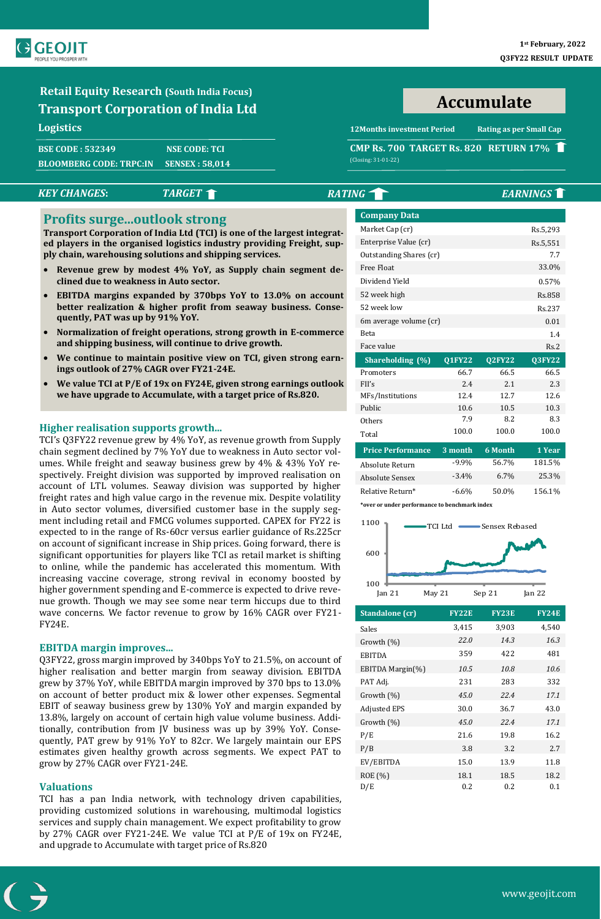1st February, 2022

Q3FY22 RESULT UPDATE

## Retail Equity Research (South India Focus)

# Transport Corporation of India Ltd

**Logistics**

BSE CODE : 532349 | NSE CODE: TCI

BLOOMBERG CODE: TRPC:IN | SENSEX : 58,014

## Accumulate

12Months investment Period | Rating as per Small Cap

**CMP Rs. 700 TARGET Rs. 820 RETURN 17%**

(Closing: 31-01-22)

*KEY CHANGES:* *TARGET* ↑ *RATING* ↑ *EARNINGS* ↑

## Profits surge...outlook strong

**Transport Corporation of India Ltd (TCI) is one of the largest integrated players in the organised logistics industry providing Freight, supply chain, warehousing solutions and shipping services.**

- **Revenue grew by modest 4% YoY, as Supply chain segment declined due to weakness in Auto sector.**
- **EBITDA margins expanded by 370bps YoY to 13.0% on account better realization & higher profit from seaway business. Consequently, PAT was up by 91% YoY.**
- **Normalization of freight operations, strong growth in E-commerce and shipping business, will continue to drive growth.**
- **We continue to maintain positive view on TCI, given strong earnings outlook of 27% CAGR over FY21-24E.**
- **We value TCI at P/E of 19x on FY24E, given strong earnings outlook we have upgrade to Accumulate, with a target price of Rs.820.**

### Higher realisation supports growth...

TCI's Q3FY22 revenue grew by 4% YoY, as revenue growth from Supply chain segment declined by 7% YoY due to weakness in Auto sector volumes. While freight and seaway business grew by 4% & 43% YoY respectively. Freight division was supported by improved realisation on account of LTL volumes. Seaway division was supported by higher freight rates and high value cargo in the revenue mix. Despite volatility in Auto sector volumes, diversified customer base in the supply segment including retail and FMCG volumes supported. CAPEX for FY22 is expected to in the range of Rs-60cr versus earlier guidance of Rs.225cr on account of significant increase in Ship prices. Going forward, there is significant opportunities for players like TCI as retail market is shifting to online, while the pandemic has accelerated this momentum. With increasing vaccine coverage, strong revival in economy boosted by higher government spending and E-commerce is expected to drive revenue growth. Though we may see some near term hiccups due to third wave concerns. We factor revenue to grow by 16% CAGR over FY21-FY24E.

### EBITDA margin improves...

Q3FY22, gross margin improved by 340bps YoY to 21.5%, on account of higher realisation and better margin from seaway division. EBITDA grew by 37% YoY, while EBITDA margin improved by 370 bps to 13.0% on account of better product mix & lower other expenses. Segmental EBIT of seaway business grew by 130% YoY and margin expanded by 13.8%, largely on account of certain high value volume business. Additionally, contribution from JV business was up by 39% YoY. Consequently, PAT grew by 91% YoY to 82cr. We largely maintain our EPS estimates given healthy growth across segments. We expect PAT to grow by 27% CAGR over FY21-24E.

### Valuations

TCI has a pan India network, with technology driven capabilities, providing customized solutions in warehousing, multimodal logistics services and supply chain management. We expect profitability to grow by 27% CAGR over FY21-24E. We value TCI at P/E of 19x on FY24E, and upgrade to Accumulate with target price of Rs.820

| Company Data | |
|---|---|
| Market Cap (cr) | Rs.5,293 |
| Enterprise Value (cr) | Rs.5,551 |
| Outstanding Shares (cr) | 7.7 |
| Free Float | 33.0% |
| Dividend Yield | 0.57% |
| 52 week high | Rs.858 |
| 52 week low | Rs.237 |
| 6m average volume (cr) | 0.01 |
| Beta | 1.4 |
| Face value | Rs.2 |

| Shareholding (%) | Q1FY22 | Q2FY22 | Q3FY22 |
|---|---|---|---|
| Promoters | 66.7 | 66.5 | 66.5 |
| FII's | 2.4 | 2.1 | 2.3 |
| MFs/Institutions | 12.4 | 12.7 | 12.6 |
| Public | 10.6 | 10.5 | 10.3 |
| Others | 7.9 | 8.2 | 8.3 |
| Total | 100.0 | 100.0 | 100.0 |

| Price Performance | 3 month | 6 Month | 1 Year |
|---|---|---|---|
| Absolute Return | -9.9% | 56.7% | 181.5% |
| Absolute Sensex | -3.4% | 6.7% | 25.3% |
| Relative Return* | -6.6% | 50.0% | 156.1% |

*over or under performance to benchmark index

| Standalone (cr) | FY22E | FY23E | FY24E |
|---|---|---|---|
| Sales | 3,415 | 3,903 | 4,540 |
| Growth (%) | 22.0 | 14.3 | 16.3 |
| EBITDA | 359 | 422 | 481 |
| EBITDA Margin(%) | 10.5 | 10.8 | 10.6 |
| PAT Adj. | 231 | 283 | 332 |
| Growth (%) | 45.0 | 22.4 | 17.1 |
| Adjusted EPS | 30.0 | 36.7 | 43.0 |
| Growth (%) | 45.0 | 22.4 | 17.1 |
| P/E | 21.6 | 19.8 | 16.2 |
| P/B | 3.8 | 3.2 | 2.7 |
| EV/EBITDA | 15.0 | 13.9 | 11.8 |
| ROE (%) | 18.1 | 18.5 | 18.2 |
| D/E | 0.2 | 0.2 | 0.1 |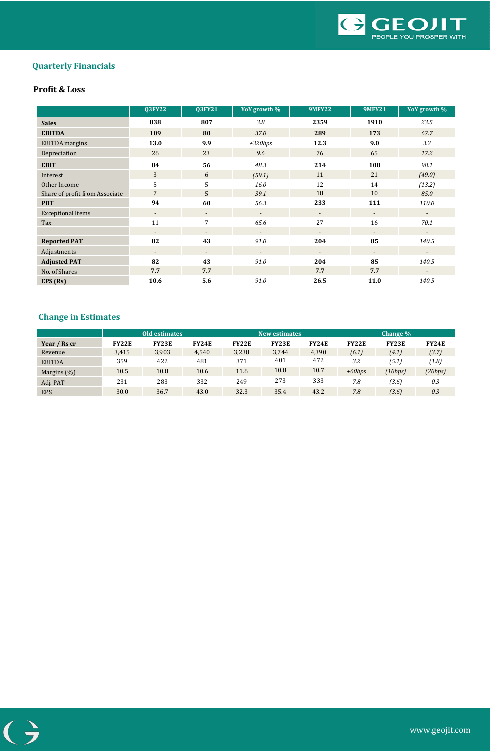## Quarterly Financials

### Profit & Loss

| | Q3FY22 | Q3FY21 | YoY growth % | 9MFY22 | 9MFY21 | YoY growth % |
|---|---|---|---|---|---|---|
| **Sales** | **838** | **807** | *3.8* | **2359** | **1910** | *23.5* |
| **EBITDA** | **109** | **80** | *37.0* | **289** | **173** | *67.7* |
| EBITDA margins | **13.0** | **9.9** | *+320bps* | **12.3** | **9.0** | *3.2* |
| Depreciation | 26 | 23 | *9.6* | 76 | 65 | *17.2* |
| **EBIT** | **84** | **56** | *48.3* | **214** | **108** | *98.1* |
| Interest | 3 | 6 | *(59.1)* | 11 | 21 | *(49.0)* |
| Other Income | 5 | 5 | *16.0* | 12 | 14 | *(13.2)* |
| Share of profit from Associate | 7 | 5 | *39.1* | 18 | 10 | *85.0* |
| **PBT** | **94** | **60** | *56.3* | **233** | **111** | *110.0* |
| Exceptional Items | - | - | - | - | - | - |
| Tax | 11 | 7 | *65.6* | 27 | 16 | *70.1* |
| | - | - | - | - | - | - |
| **Reported PAT** | **82** | **43** | *91.0* | **204** | **85** | *140.5* |
| Adjustments | - | - | - | - | - | - |
| **Adjusted PAT** | **82** | **43** | *91.0* | **204** | **85** | *140.5* |
| No. of Shares | **7.7** | **7.7** | | **7.7** | **7.7** | - |
| **EPS (Rs)** | **10.6** | **5.6** | *91.0* | **26.5** | **11.0** | *140.5* |

## Change in Estimates

| | Old estimates | | | New estimates | | | Change % | | |
|---|---|---|---|---|---|---|---|---|---|
| **Year / Rs cr** | **FY22E** | **FY23E** | **FY24E** | **FY22E** | **FY23E** | **FY24E** | **FY22E** | **FY23E** | **FY24E** |
| Revenue | 3,415 | 3,903 | 4,540 | 3,238 | 3,744 | 4,390 | *(6.1)* | *(4.1)* | *(3.7)* |
| EBITDA | 359 | 422 | 481 | 371 | 401 | 472 | *3.2* | *(5.1)* | *(1.8)* |
| Margins (%) | 10.5 | 10.8 | 10.6 | 11.6 | 10.8 | 10.7 | *+60bps* | *(10bps)* | *(20bps)* |
| Adj. PAT | 231 | 283 | 332 | 249 | 273 | 333 | *7.8* | *(3.6)* | *0.3* |
| EPS | 30.0 | 36.7 | 43.0 | 32.3 | 35.4 | 43.2 | *7.8* | *(3.6)* | *0.3* |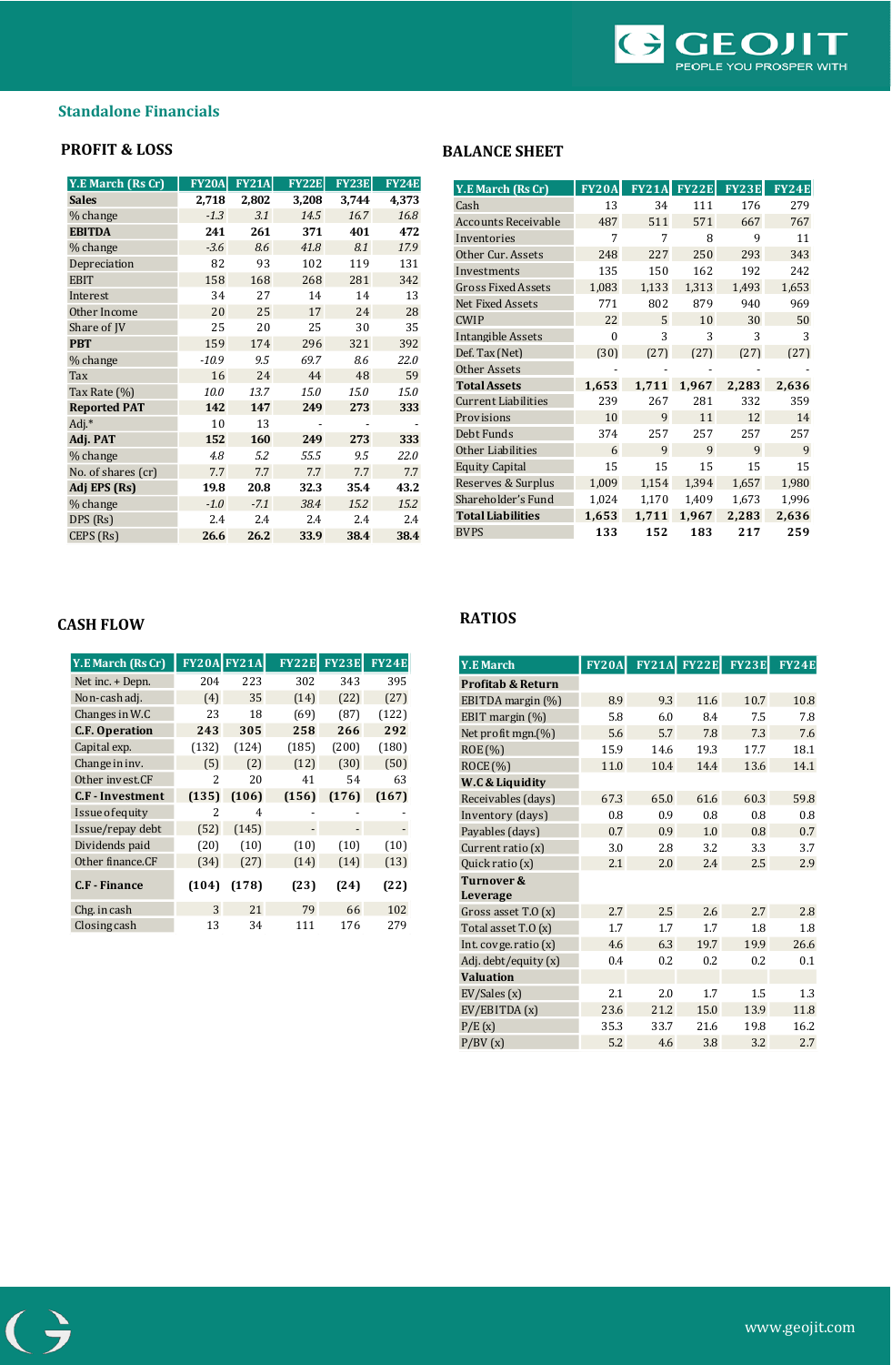## Standalone Financials

### PROFIT & LOSS

| Y.E March (Rs Cr) | FY20A | FY21A | FY22E | FY23E | FY24E |
|---|---|---|---|---|---|
| **Sales** | 2,718 | 2,802 | 3,208 | 3,744 | 4,373 |
| % change | -1.3 | 3.1 | 14.5 | 16.7 | 16.8 |
| **EBITDA** | 241 | 261 | 371 | 401 | 472 |
| % change | -3.6 | 8.6 | 41.8 | 8.1 | 17.9 |
| Depreciation | 82 | 93 | 102 | 119 | 131 |
| EBIT | 158 | 168 | 268 | 281 | 342 |
| Interest | 34 | 27 | 14 | 14 | 13 |
| Other Income | 20 | 25 | 17 | 24 | 28 |
| Share of JV | 25 | 20 | 25 | 30 | 35 |
| **PBT** | 159 | 174 | 296 | 321 | 392 |
| % change | -10.9 | 9.5 | 69.7 | 8.6 | 22.0 |
| Tax | 16 | 24 | 44 | 48 | 59 |
| Tax Rate (%) | 10.0 | 13.7 | 15.0 | 15.0 | 15.0 |
| **Reported PAT** | 142 | 147 | 249 | 273 | 333 |
| Adj.* | 10 | 13 | - | - | - |
| **Adj. PAT** | 152 | 160 | 249 | 273 | 333 |
| % change | 4.8 | 5.2 | 55.5 | 9.5 | 22.0 |
| No. of shares (cr) | 7.7 | 7.7 | 7.7 | 7.7 | 7.7 |
| **Adj EPS (Rs)** | 19.8 | 20.8 | 32.3 | 35.4 | 43.2 |
| % change | -1.0 | -7.1 | 38.4 | 15.2 | 15.2 |
| DPS (Rs) | 2.4 | 2.4 | 2.4 | 2.4 | 2.4 |
| CEPS (Rs) | 26.6 | 26.2 | 33.9 | 38.4 | 38.4 |

### BALANCE SHEET

| Y.E March (Rs Cr) | FY20A | FY21A | FY22E | FY23E | FY24E |
|---|---|---|---|---|---|
| Cash | 13 | 34 | 111 | 176 | 279 |
| Accounts Receivable | 487 | 511 | 571 | 667 | 767 |
| Inventories | 7 | 7 | 8 | 9 | 11 |
| Other Cur. Assets | 248 | 227 | 250 | 293 | 343 |
| Investments | 135 | 150 | 162 | 192 | 242 |
| Gross Fixed Assets | 1,083 | 1,133 | 1,313 | 1,493 | 1,653 |
| Net Fixed Assets | 771 | 802 | 879 | 940 | 969 |
| CWIP | 22 | 5 | 10 | 30 | 50 |
| Intangible Assets | 0 | 3 | 3 | 3 | 3 |
| Def. Tax (Net) | (30) | (27) | (27) | (27) | (27) |
| Other Assets | - | - | - | - | - |
| **Total Assets** | 1,653 | 1,711 | 1,967 | 2,283 | 2,636 |
| Current Liabilities | 239 | 267 | 281 | 332 | 359 |
| Provisions | 10 | 9 | 11 | 12 | 14 |
| Debt Funds | 374 | 257 | 257 | 257 | 257 |
| Other Liabilities | 6 | 9 | 9 | 9 | 9 |
| Equity Capital | 15 | 15 | 15 | 15 | 15 |
| Reserves & Surplus | 1,009 | 1,154 | 1,394 | 1,657 | 1,980 |
| Shareholder's Fund | 1,024 | 1,170 | 1,409 | 1,673 | 1,996 |
| **Total Liabilities** | 1,653 | 1,711 | 1,967 | 2,283 | 2,636 |
| BVPS | 133 | 152 | 183 | 217 | 259 |

### CASH FLOW

| Y.E March (Rs Cr) | FY20A | FY21A | FY22E | FY23E | FY24E |
|---|---|---|---|---|---|
| Net inc. + Depn. | 204 | 223 | 302 | 343 | 395 |
| Non-cash adj. | (4) | 35 | (14) | (22) | (27) |
| Changes in W.C | 23 | 18 | (69) | (87) | (122) |
| **C.F. Operation** | 243 | 305 | 258 | 266 | 292 |
| Capital exp. | (132) | (124) | (185) | (200) | (180) |
| Change in inv. | (5) | (2) | (12) | (30) | (50) |
| Other invest.CF | 2 | 20 | 41 | 54 | 63 |
| **C.F - Investment** | (135) | (106) | (156) | (176) | (167) |
| Issue of equity | 2 | 4 | - | - | - |
| Issue/repay debt | (52) | (145) | - | - | - |
| Dividends paid | (20) | (10) | (10) | (10) | (10) |
| Other finance.CF | (34) | (27) | (14) | (14) | (13) |
| **C.F - Finance** | (104) | (178) | (23) | (24) | (22) |
| Chg. in cash | 3 | 21 | 79 | 66 | 102 |
| Closing cash | 13 | 34 | 111 | 176 | 279 |

### RATIOS

| Y.E March | FY20A | FY21A | FY22E | FY23E | FY24E |
|---|---|---|---|---|---|
| **Profitab & Return** | | | | | |
| EBITDA margin (%) | 8.9 | 9.3 | 11.6 | 10.7 | 10.8 |
| EBIT margin (%) | 5.8 | 6.0 | 8.4 | 7.5 | 7.8 |
| Net profit mgn.(%) | 5.6 | 5.7 | 7.8 | 7.3 | 7.6 |
| ROE (%) | 15.9 | 14.6 | 19.3 | 17.7 | 18.1 |
| ROCE (%) | 11.0 | 10.4 | 14.4 | 13.6 | 14.1 |
| **W.C & Liquidity** | | | | | |
| Receivables (days) | 67.3 | 65.0 | 61.6 | 60.3 | 59.8 |
| Inventory (days) | 0.8 | 0.9 | 0.8 | 0.8 | 0.8 |
| Payables (days) | 0.7 | 0.9 | 1.0 | 0.8 | 0.7 |
| Current ratio (x) | 3.0 | 2.8 | 3.2 | 3.3 | 3.7 |
| Quick ratio (x) | 2.1 | 2.0 | 2.4 | 2.5 | 2.9 |
| **Turnover & Leverage** | | | | | |
| Gross asset T.O (x) | 2.7 | 2.5 | 2.6 | 2.7 | 2.8 |
| Total asset T.O (x) | 1.7 | 1.7 | 1.7 | 1.8 | 1.8 |
| Int. covge. ratio (x) | 4.6 | 6.3 | 19.7 | 19.9 | 26.6 |
| Adj. debt/equity (x) | 0.4 | 0.2 | 0.2 | 0.2 | 0.1 |
| **Valuation** | | | | | |
| EV/Sales (x) | 2.1 | 2.0 | 1.7 | 1.5 | 1.3 |
| EV/EBITDA (x) | 23.6 | 21.2 | 15.0 | 13.9 | 11.8 |
| P/E (x) | 35.3 | 33.7 | 21.6 | 19.8 | 16.2 |
| P/BV (x) | 5.2 | 4.6 | 3.8 | 3.2 | 2.7 |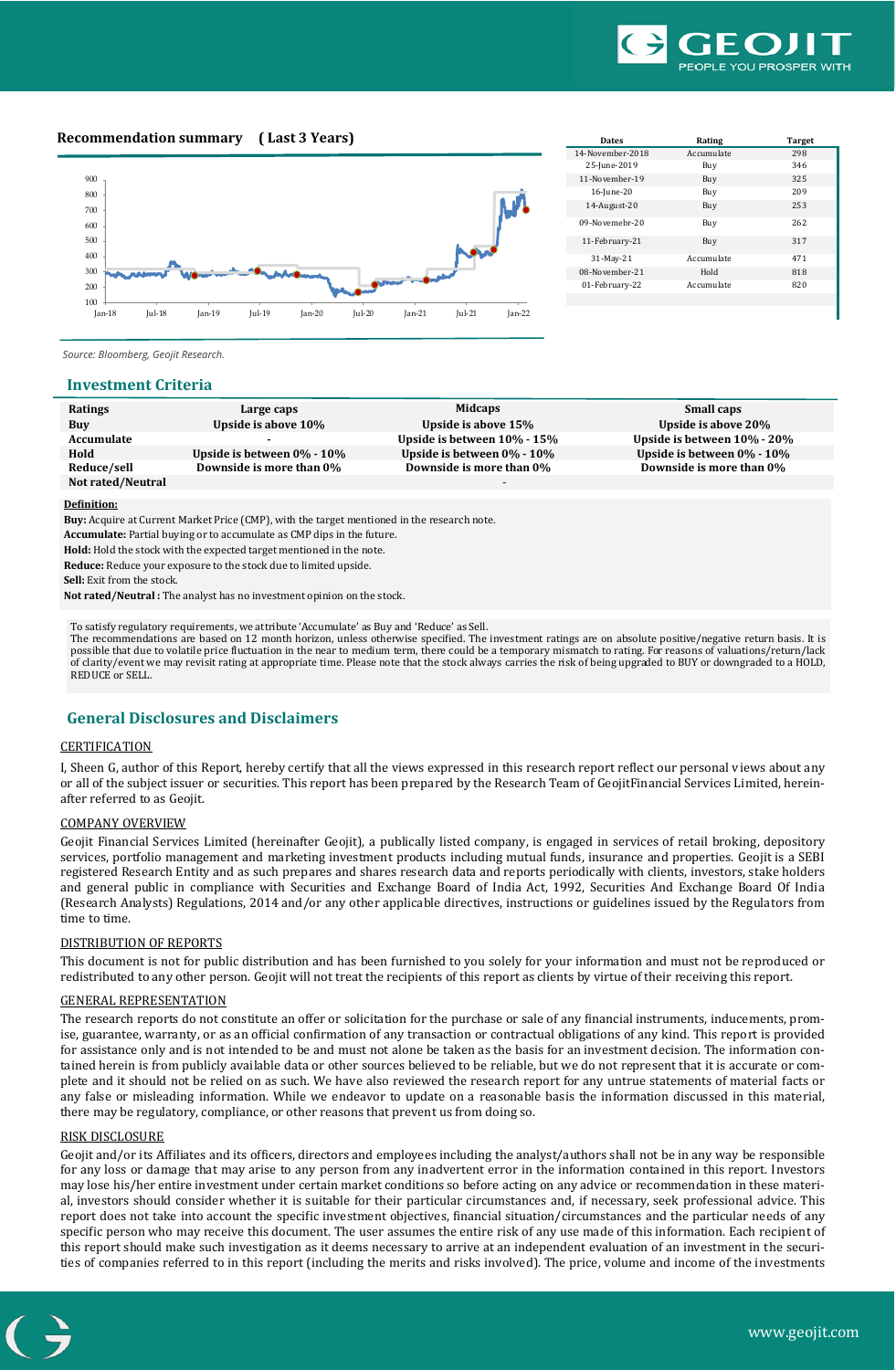## Recommendation summary (Last 3 Years)

| Dates | Rating | Target |
|---|---|---|
| 14-November-2018 | Accumulate | 298 |
| 25-June-2019 | Buy | 346 |
| 11-November-19 | Buy | 325 |
| 16-June-20 | Buy | 209 |
| 14-August-20 | Buy | 253 |
| 09-Novemebr-20 | Buy | 262 |
| 11-February-21 | Buy | 317 |
| 31-May-21 | Accumulate | 471 |
| 08-November-21 | Hold | 818 |
| 01-February-22 | Accumulate | 820 |

*Source: Bloomberg, Geojit Research.*

## Investment Criteria

| Ratings | Large caps | Midcaps | Small caps |
|---|---|---|---|
| **Buy** | **Upside is above 10%** | **Upside is above 15%** | **Upside is above 20%** |
| **Accumulate** | - | **Upside is between 10% - 15%** | **Upside is between 10% - 20%** |
| **Hold** | **Upside is between 0% - 10%** | **Upside is between 0% - 10%** | **Upside is between 0% - 10%** |
| **Reduce/sell** | **Downside is more than 0%** | **Downside is more than 0%** | **Downside is more than 0%** |
| **Not rated/Neutral** | | - | |

**Definition:**

**Buy:** Acquire at Current Market Price (CMP), with the target mentioned in the research note.

**Accumulate:** Partial buying or to accumulate as CMP dips in the future.

**Hold:** Hold the stock with the expected target mentioned in the note.

**Reduce:** Reduce your exposure to the stock due to limited upside.

**Sell:** Exit from the stock.

**Not rated/Neutral :** The analyst has no investment opinion on the stock.

To satisfy regulatory requirements, we attribute 'Accumulate' as Buy and 'Reduce' as Sell.
The recommendations are based on 12 month horizon, unless otherwise specified. The investment ratings are on absolute positive/negative return basis. It is possible that due to volatile price fluctuation in the near to medium term, there could be a temporary mismatch to rating. For reasons of valuations/return/lack of clarity/event we may revisit rating at appropriate time. Please note that the stock always carries the risk of being upgraded to BUY or downgraded to a HOLD, REDUCE or SELL.

## General Disclosures and Disclaimers

CERTIFICATION

I, Sheen G, author of this Report, hereby certify that all the views expressed in this research report reflect our personal views about any or all of the subject issuer or securities. This report has been prepared by the Research Team of GeojitFinancial Services Limited, herein-after referred to as Geojit.

COMPANY OVERVIEW

Geojit Financial Services Limited (hereinafter Geojit), a publically listed company, is engaged in services of retail broking, depository services, portfolio management and marketing investment products including mutual funds, insurance and properties. Geojit is a SEBI registered Research Entity and as such prepares and shares research data and reports periodically with clients, investors, stake holders and general public in compliance with Securities and Exchange Board of India Act, 1992, Securities And Exchange Board Of India (Research Analysts) Regulations, 2014 and/or any other applicable directives, instructions or guidelines issued by the Regulators from time to time.

DISTRIBUTION OF REPORTS

This document is not for public distribution and has been furnished to you solely for your information and must not be reproduced or redistributed to any other person. Geojit will not treat the recipients of this report as clients by virtue of their receiving this report.

GENERAL REPRESENTATION

The research reports do not constitute an offer or solicitation for the purchase or sale of any financial instruments, inducements, promise, guarantee, warranty, or as an official confirmation of any transaction or contractual obligations of any kind. This report is provided for assistance only and is not intended to be and must not alone be taken as the basis for an investment decision. The information contained herein is from publicly available data or other sources believed to be reliable, but we do not represent that it is accurate or complete and it should not be relied on as such. We have also reviewed the research report for any untrue statements of material facts or any false or misleading information. While we endeavor to update on a reasonable basis the information discussed in this material, there may be regulatory, compliance, or other reasons that prevent us from doing so.

RISK DISCLOSURE

Geojit and/or its Affiliates and its officers, directors and employees including the analyst/authors shall not be in any way be responsible for any loss or damage that may arise to any person from any inadvertent error in the information contained in this report. Investors may lose his/her entire investment under certain market conditions so before acting on any advice or recommendation in these material, investors should consider whether it is suitable for their particular circumstances and, if necessary, seek professional advice. This report does not take into account the specific investment objectives, financial situation/circumstances and the particular needs of any specific person who may receive this document. The user assumes the entire risk of any use made of this information. Each recipient of this report should make such investigation as it deems necessary to arrive at an independent evaluation of an investment in the securities of companies referred to in this report (including the merits and risks involved). The price, volume and income of the investments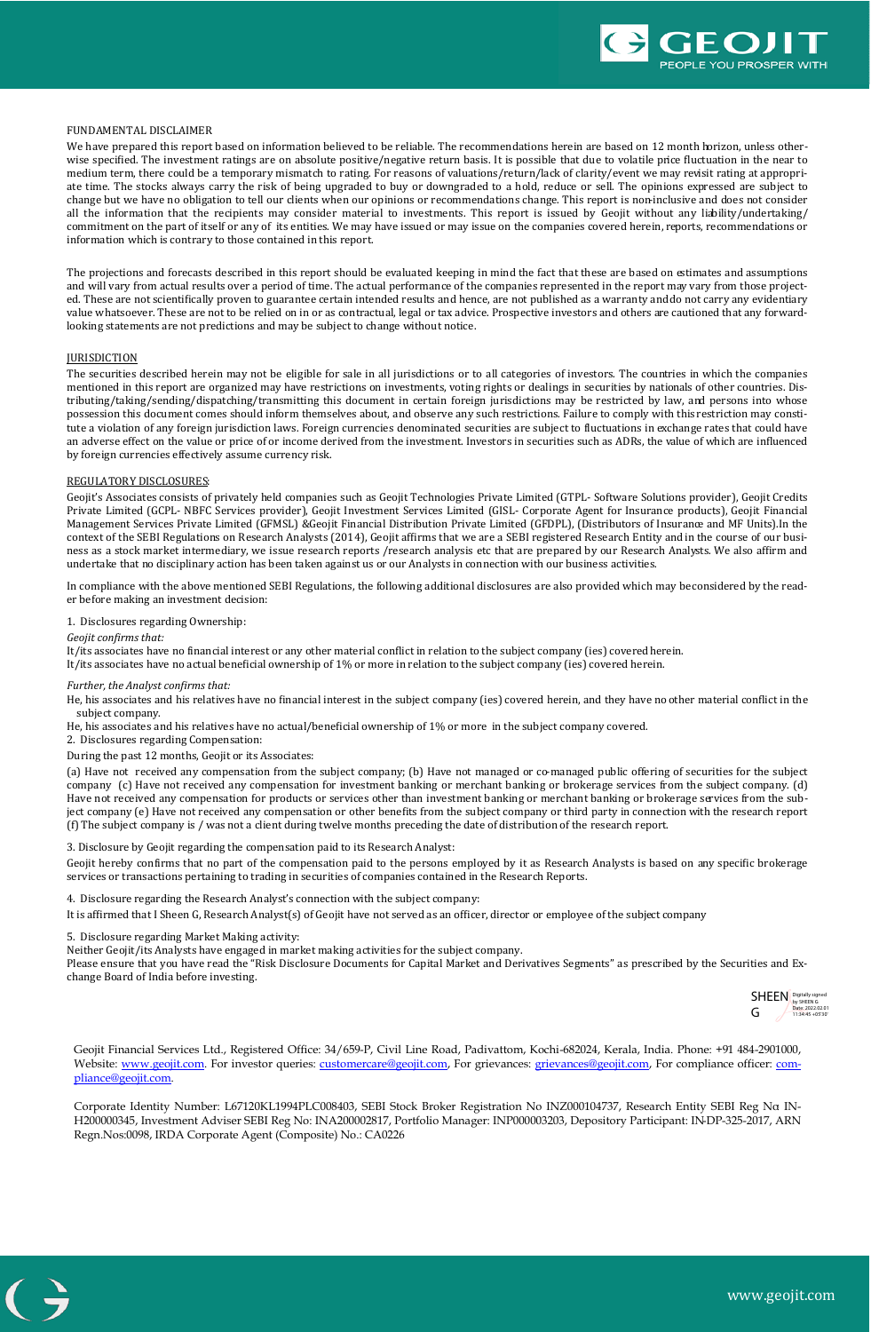FUNDAMENTAL DISCLAIMER

We have prepared this report based on information believed to be reliable. The recommendations herein are based on 12 month horizon, unless otherwise specified. The investment ratings are on absolute positive/negative return basis. It is possible that due to volatile price fluctuation in the near to medium term, there could be a temporary mismatch to rating. For reasons of valuations/return/lack of clarity/event we may revisit rating at appropriate time. The stocks always carry the risk of being upgraded to buy or downgraded to a hold, reduce or sell. The opinions expressed are subject to change but we have no obligation to tell our clients when our opinions or recommendations change. This report is non-inclusive and does not consider all the information that the recipients may consider material to investments. This report is issued by Geojit without any liability/undertaking/ commitment on the part of itself or any of its entities. We may have issued or may issue on the companies covered herein, reports, recommendations or information which is contrary to those contained in this report.

The projections and forecasts described in this report should be evaluated keeping in mind the fact that these are based on estimates and assumptions and will vary from actual results over a period of time. The actual performance of the companies represented in the report may vary from those projected. These are not scientifically proven to guarantee certain intended results and hence, are not published as a warranty and do not carry any evidentiary value whatsoever. These are not to be relied on in or as contractual, legal or tax advice. Prospective investors and others are cautioned that any forward-looking statements are not predictions and may be subject to change without notice.

JURISDICTION

The securities described herein may not be eligible for sale in all jurisdictions or to all categories of investors. The countries in which the companies mentioned in this report are organized may have restrictions on investments, voting rights or dealings in securities by nationals of other countries. Distributing/taking/sending/dispatching/transmitting this document in certain foreign jurisdictions may be restricted by law, and persons into whose possession this document comes should inform themselves about, and observe any such restrictions. Failure to comply with this restriction may constitute a violation of any foreign jurisdiction laws. Foreign currencies denominated securities are subject to fluctuations in exchange rates that could have an adverse effect on the value or price of or income derived from the investment. Investors in securities such as ADRs, the value of which are influenced by foreign currencies effectively assume currency risk.

REGULATORY DISCLOSURES:

Geojit's Associates consists of privately held companies such as Geojit Technologies Private Limited (GTPL- Software Solutions provider), Geojit Credits Private Limited (GCPL- NBFC Services provider), Geojit Investment Services Limited (GISL- Corporate Agent for Insurance products), Geojit Financial Management Services Private Limited (GFMSL) &Geojit Financial Distribution Private Limited (GFDPL), (Distributors of Insurance and MF Units).In the context of the SEBI Regulations on Research Analysts (2014), Geojit affirms that we are a SEBI registered Research Entity and in the course of our business as a stock market intermediary, we issue research reports /research analysis etc that are prepared by our Research Analysts. We also affirm and undertake that no disciplinary action has been taken against us or our Analysts in connection with our business activities.

In compliance with the above mentioned SEBI Regulations, the following additional disclosures are also provided which may be considered by the reader before making an investment decision:

1. Disclosures regarding Ownership:

*Geojit confirms that:*

It/its associates have no financial interest or any other material conflict in relation to the subject company (ies) covered herein.
It/its associates have no actual beneficial ownership of 1% or more in relation to the subject company (ies) covered herein.

*Further, the Analyst confirms that:*

He, his associates and his relatives have no financial interest in the subject company (ies) covered herein, and they have no other material conflict in the subject company.
He, his associates and his relatives have no actual/beneficial ownership of 1% or more in the subject company covered.

2. Disclosures regarding Compensation:

During the past 12 months, Geojit or its Associates:

(a) Have not received any compensation from the subject company; (b) Have not managed or co-managed public offering of securities for the subject company (c) Have not received any compensation for investment banking or merchant banking or brokerage services from the subject company. (d) Have not received any compensation for products or services other than investment banking or merchant banking or brokerage services from the subject company (e) Have not received any compensation or other benefits from the subject company or third party in connection with the research report (f) The subject company is / was not a client during twelve months preceding the date of distribution of the research report.

3. Disclosure by Geojit regarding the compensation paid to its Research Analyst:

Geojit hereby confirms that no part of the compensation paid to the persons employed by it as Research Analysts is based on any specific brokerage services or transactions pertaining to trading in securities of companies contained in the Research Reports.

4. Disclosure regarding the Research Analyst's connection with the subject company:

It is affirmed that I Sheen G, Research Analyst(s) of Geojit have not served as an officer, director or employee of the subject company

5. Disclosure regarding Market Making activity:

Neither Geojit/its Analysts have engaged in market making activities for the subject company.
Please ensure that you have read the "Risk Disclosure Documents for Capital Market and Derivatives Segments" as prescribed by the Securities and Exchange Board of India before investing.

SHEEN G — Digitally signed by SHEEN G, Date: 2022.02.01 11:34:45 +05'30'

Geojit Financial Services Ltd., Registered Office: 34/659-P, Civil Line Road, Padivattom, Kochi-682024, Kerala, India. Phone: +91 484-2901000, Website: www.geojit.com. For investor queries: customercare@geojit.com, For grievances: grievances@geojit.com, For compliance officer: compliance@geojit.com.

Corporate Identity Number: L67120KL1994PLC008403, SEBI Stock Broker Registration No INZ000104737, Research Entity SEBI Reg No: INH200000345, Investment Adviser SEBI Reg No: INA200002817, Portfolio Manager: INP000003203, Depository Participant: IN-DP-325-2017, ARN Regn.Nos:0098, IRDA Corporate Agent (Composite) No.: CA0226